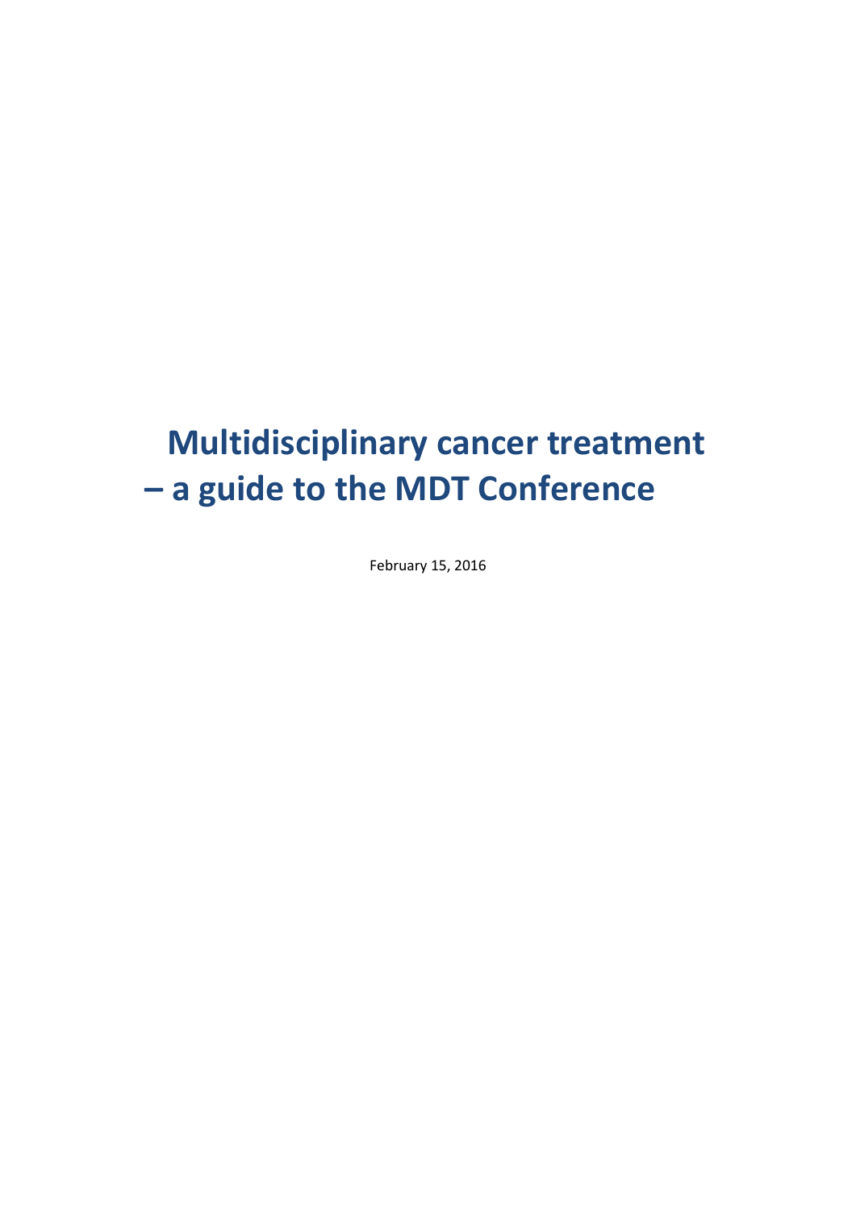# Multidisciplinary cancer treatment – a guide to the MDT Conference

February 15, 2016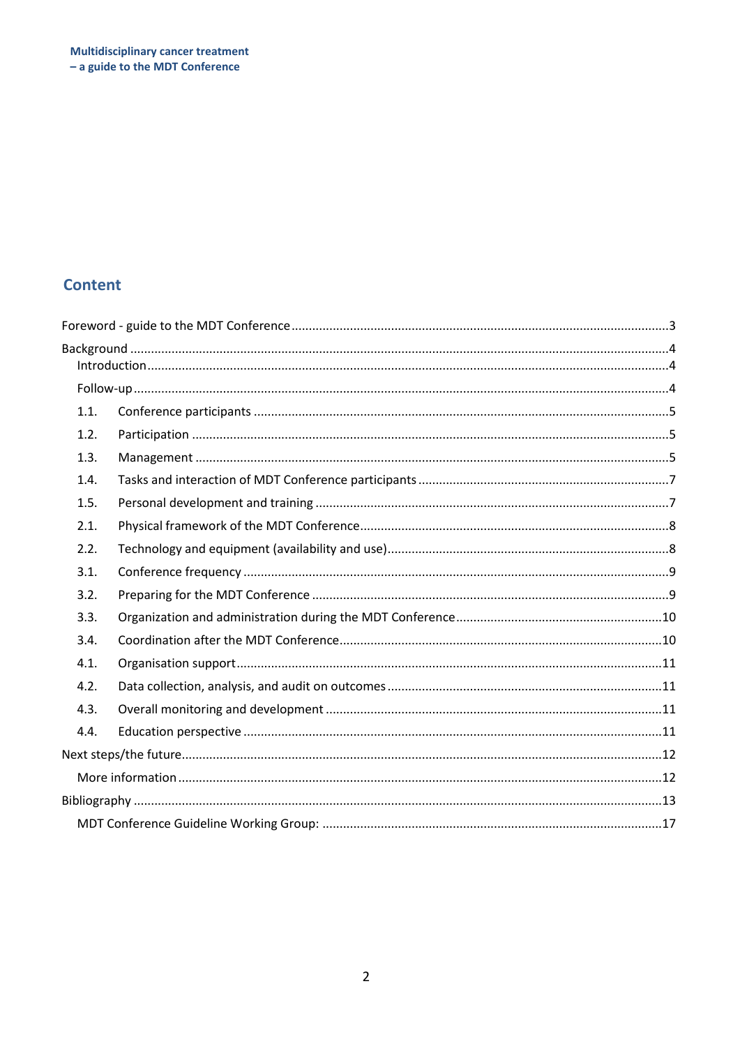## Content

Foreword - guide to the MDT Conference .......... 3

Background .......... 4

- Introduction .......... 4
- Follow-up .......... 4
- 1.1. Conference participants .......... 5
- 1.2. Participation .......... 5
- 1.3. Management .......... 5
- 1.4. Tasks and interaction of MDT Conference participants .......... 7
- 1.5. Personal development and training .......... 7
- 2.1. Physical framework of the MDT Conference .......... 8
- 2.2. Technology and equipment (availability and use) .......... 8
- 3.1. Conference frequency .......... 9
- 3.2. Preparing for the MDT Conference .......... 9
- 3.3. Organization and administration during the MDT Conference .......... 10
- 3.4. Coordination after the MDT Conference .......... 10
- 4.1. Organisation support .......... 11
- 4.2. Data collection, analysis, and audit on outcomes .......... 11
- 4.3. Overall monitoring and development .......... 11
- 4.4. Education perspective .......... 11

Next steps/the future .......... 12

- More information .......... 12

Bibliography .......... 13

- MDT Conference Guideline Working Group: .......... 17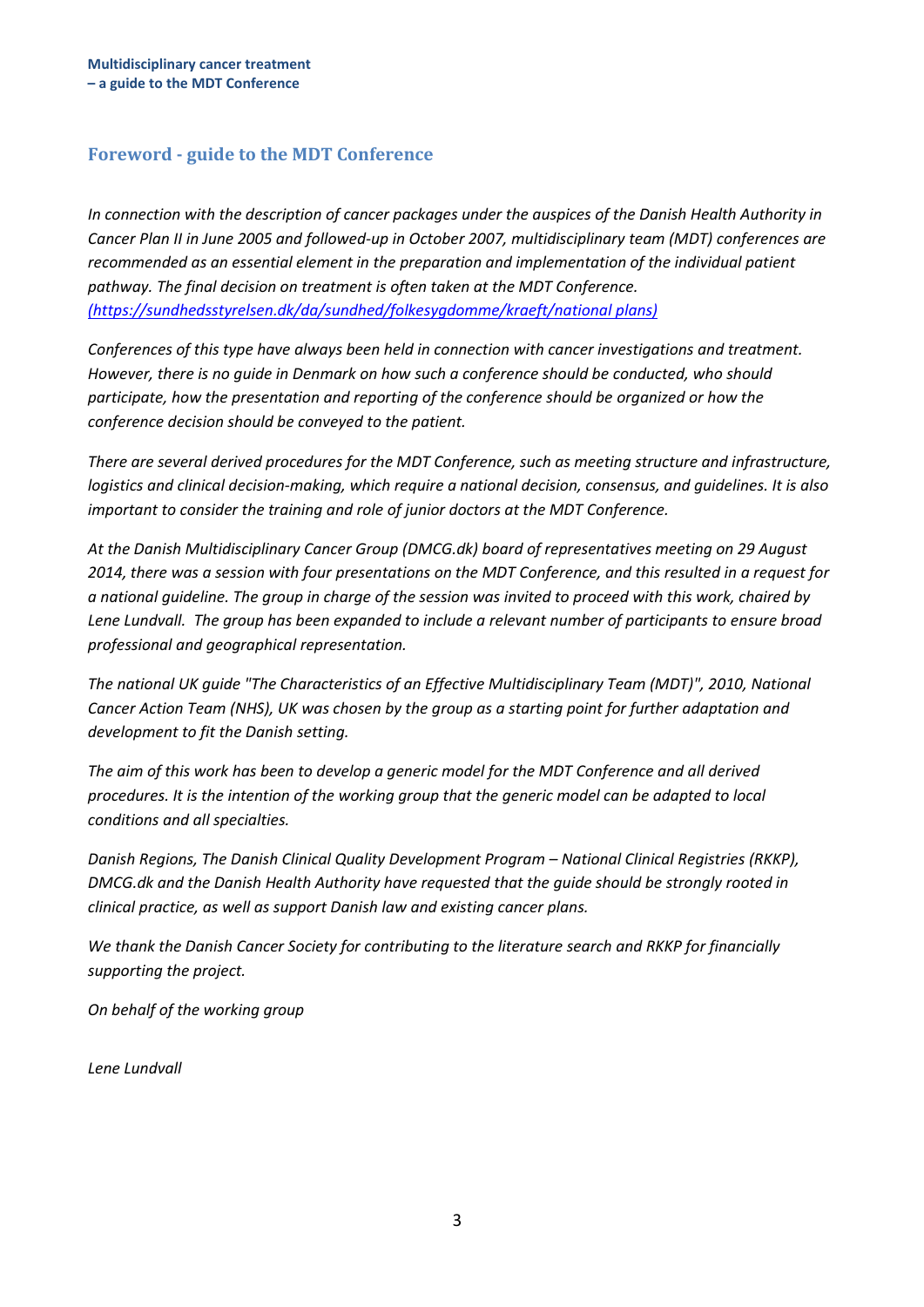## Foreword - guide to the MDT Conference

*In connection with the description of cancer packages under the auspices of the Danish Health Authority in Cancer Plan II in June 2005 and followed-up in October 2007, multidisciplinary team (MDT) conferences are recommended as an essential element in the preparation and implementation of the individual patient pathway. The final decision on treatment is often taken at the MDT Conference. (https://sundhedsstyrelsen.dk/da/sundhed/folkesygdomme/kraeft/national plans)*

*Conferences of this type have always been held in connection with cancer investigations and treatment. However, there is no guide in Denmark on how such a conference should be conducted, who should participate, how the presentation and reporting of the conference should be organized or how the conference decision should be conveyed to the patient.*

*There are several derived procedures for the MDT Conference, such as meeting structure and infrastructure, logistics and clinical decision-making, which require a national decision, consensus, and guidelines. It is also important to consider the training and role of junior doctors at the MDT Conference.*

*At the Danish Multidisciplinary Cancer Group (DMCG.dk) board of representatives meeting on 29 August 2014, there was a session with four presentations on the MDT Conference, and this resulted in a request for a national guideline. The group in charge of the session was invited to proceed with this work, chaired by Lene Lundvall. The group has been expanded to include a relevant number of participants to ensure broad professional and geographical representation.*

*The national UK guide "The Characteristics of an Effective Multidisciplinary Team (MDT)", 2010, National Cancer Action Team (NHS), UK was chosen by the group as a starting point for further adaptation and development to fit the Danish setting.*

*The aim of this work has been to develop a generic model for the MDT Conference and all derived procedures. It is the intention of the working group that the generic model can be adapted to local conditions and all specialties.*

*Danish Regions, The Danish Clinical Quality Development Program – National Clinical Registries (RKKP), DMCG.dk and the Danish Health Authority have requested that the guide should be strongly rooted in clinical practice, as well as support Danish law and existing cancer plans.*

*We thank the Danish Cancer Society for contributing to the literature search and RKKP for financially supporting the project.*

*On behalf of the working group*

*Lene Lundvall*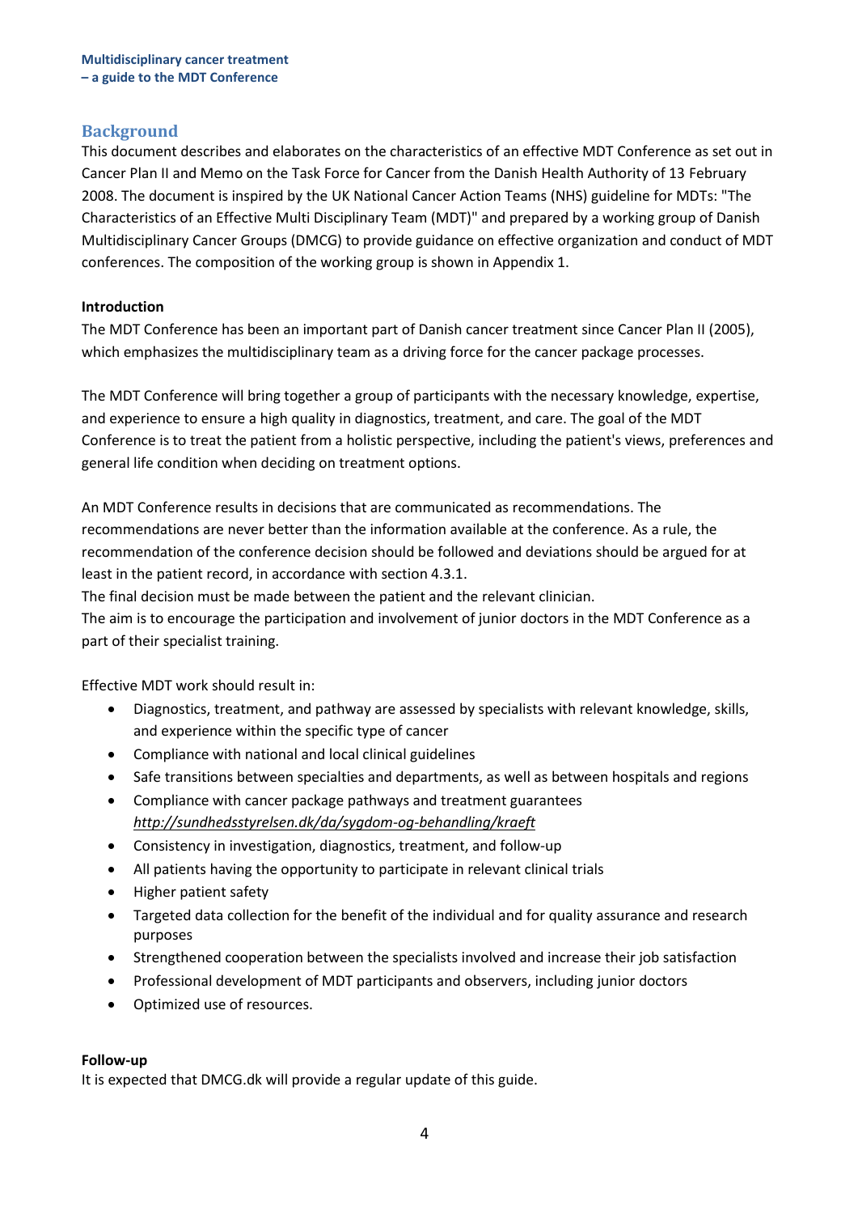## Background

This document describes and elaborates on the characteristics of an effective MDT Conference as set out in Cancer Plan II and Memo on the Task Force for Cancer from the Danish Health Authority of 13 February 2008. The document is inspired by the UK National Cancer Action Teams (NHS) guideline for MDTs: "The Characteristics of an Effective Multi Disciplinary Team (MDT)" and prepared by a working group of Danish Multidisciplinary Cancer Groups (DMCG) to provide guidance on effective organization and conduct of MDT conferences. The composition of the working group is shown in Appendix 1.

**Introduction**

The MDT Conference has been an important part of Danish cancer treatment since Cancer Plan II (2005), which emphasizes the multidisciplinary team as a driving force for the cancer package processes.

The MDT Conference will bring together a group of participants with the necessary knowledge, expertise, and experience to ensure a high quality in diagnostics, treatment, and care. The goal of the MDT Conference is to treat the patient from a holistic perspective, including the patient's views, preferences and general life condition when deciding on treatment options.

An MDT Conference results in decisions that are communicated as recommendations. The recommendations are never better than the information available at the conference. As a rule, the recommendation of the conference decision should be followed and deviations should be argued for at least in the patient record, in accordance with section 4.3.1.
The final decision must be made between the patient and the relevant clinician.
The aim is to encourage the participation and involvement of junior doctors in the MDT Conference as a part of their specialist training.

Effective MDT work should result in:

- Diagnostics, treatment, and pathway are assessed by specialists with relevant knowledge, skills, and experience within the specific type of cancer
- Compliance with national and local clinical guidelines
- Safe transitions between specialties and departments, as well as between hospitals and regions
- Compliance with cancer package pathways and treatment guarantees *http://sundhedsstyrelsen.dk/da/sygdom-og-behandling/kraeft*
- Consistency in investigation, diagnostics, treatment, and follow-up
- All patients having the opportunity to participate in relevant clinical trials
- Higher patient safety
- Targeted data collection for the benefit of the individual and for quality assurance and research purposes
- Strengthened cooperation between the specialists involved and increase their job satisfaction
- Professional development of MDT participants and observers, including junior doctors
- Optimized use of resources.

**Follow-up**

It is expected that DMCG.dk will provide a regular update of this guide.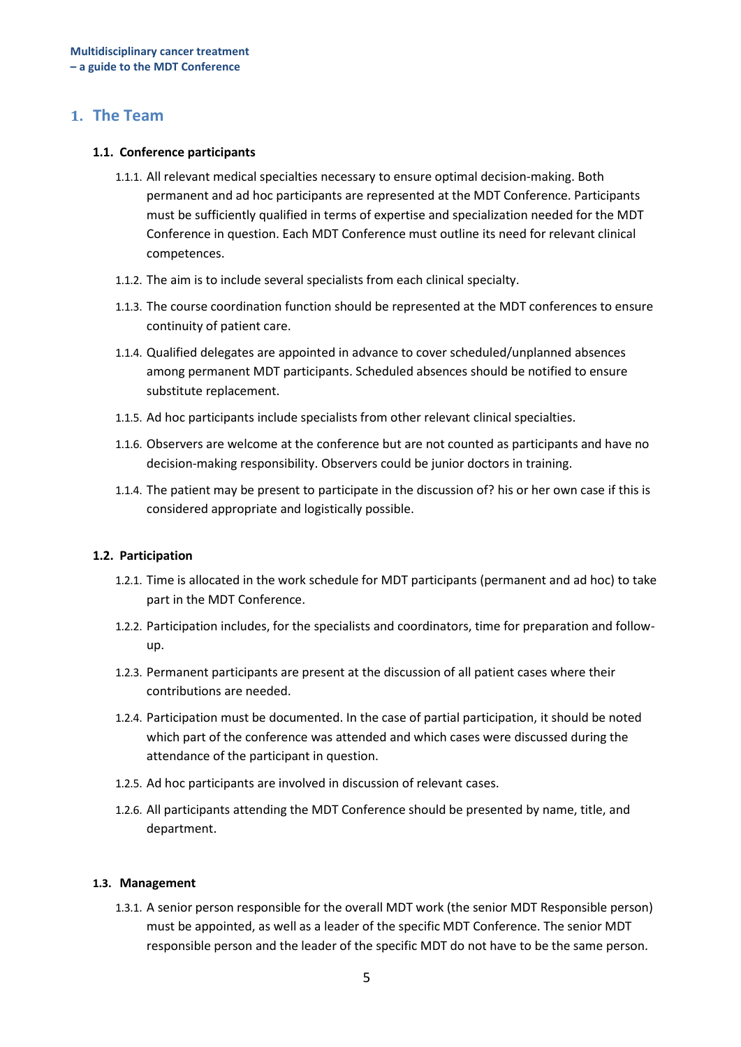# 1. The Team

## 1.1. Conference participants

1.1.1. All relevant medical specialties necessary to ensure optimal decision-making. Both permanent and ad hoc participants are represented at the MDT Conference. Participants must be sufficiently qualified in terms of expertise and specialization needed for the MDT Conference in question. Each MDT Conference must outline its need for relevant clinical competences.

1.1.2. The aim is to include several specialists from each clinical specialty.

1.1.3. The course coordination function should be represented at the MDT conferences to ensure continuity of patient care.

1.1.4. Qualified delegates are appointed in advance to cover scheduled/unplanned absences among permanent MDT participants. Scheduled absences should be notified to ensure substitute replacement.

1.1.5. Ad hoc participants include specialists from other relevant clinical specialties.

1.1.6. Observers are welcome at the conference but are not counted as participants and have no decision-making responsibility. Observers could be junior doctors in training.

1.1.4. The patient may be present to participate in the discussion of? his or her own case if this is considered appropriate and logistically possible.

## 1.2. Participation

1.2.1. Time is allocated in the work schedule for MDT participants (permanent and ad hoc) to take part in the MDT Conference.

1.2.2. Participation includes, for the specialists and coordinators, time for preparation and follow-up.

1.2.3. Permanent participants are present at the discussion of all patient cases where their contributions are needed.

1.2.4. Participation must be documented. In the case of partial participation, it should be noted which part of the conference was attended and which cases were discussed during the attendance of the participant in question.

1.2.5. Ad hoc participants are involved in discussion of relevant cases.

1.2.6. All participants attending the MDT Conference should be presented by name, title, and department.

## 1.3. Management

1.3.1. A senior person responsible for the overall MDT work (the senior MDT Responsible person) must be appointed, as well as a leader of the specific MDT Conference. The senior MDT responsible person and the leader of the specific MDT do not have to be the same person.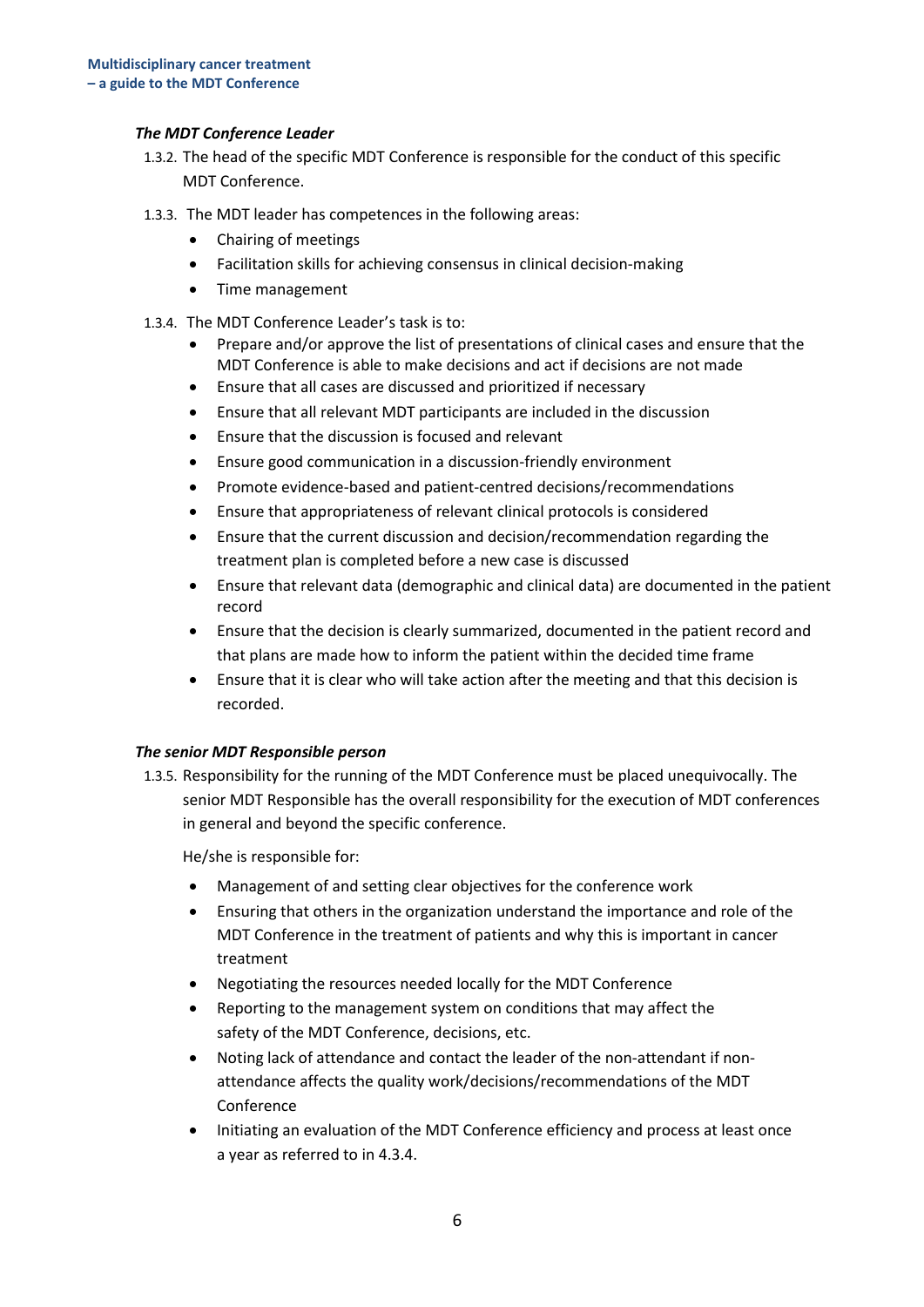***The MDT Conference Leader***

1.3.2. The head of the specific MDT Conference is responsible for the conduct of this specific MDT Conference.

1.3.3. The MDT leader has competences in the following areas:

- Chairing of meetings
- Facilitation skills for achieving consensus in clinical decision-making
- Time management

1.3.4. The MDT Conference Leader's task is to:

- Prepare and/or approve the list of presentations of clinical cases and ensure that the MDT Conference is able to make decisions and act if decisions are not made
- Ensure that all cases are discussed and prioritized if necessary
- Ensure that all relevant MDT participants are included in the discussion
- Ensure that the discussion is focused and relevant
- Ensure good communication in a discussion-friendly environment
- Promote evidence-based and patient-centred decisions/recommendations
- Ensure that appropriateness of relevant clinical protocols is considered
- Ensure that the current discussion and decision/recommendation regarding the treatment plan is completed before a new case is discussed
- Ensure that relevant data (demographic and clinical data) are documented in the patient record
- Ensure that the decision is clearly summarized, documented in the patient record and that plans are made how to inform the patient within the decided time frame
- Ensure that it is clear who will take action after the meeting and that this decision is recorded.

***The senior MDT Responsible person***

1.3.5. Responsibility for the running of the MDT Conference must be placed unequivocally. The senior MDT Responsible has the overall responsibility for the execution of MDT conferences in general and beyond the specific conference.

He/she is responsible for:

- Management of and setting clear objectives for the conference work
- Ensuring that others in the organization understand the importance and role of the MDT Conference in the treatment of patients and why this is important in cancer treatment
- Negotiating the resources needed locally for the MDT Conference
- Reporting to the management system on conditions that may affect the safety of the MDT Conference, decisions, etc.
- Noting lack of attendance and contact the leader of the non-attendant if non-attendance affects the quality work/decisions/recommendations of the MDT Conference
- Initiating an evaluation of the MDT Conference efficiency and process at least once a year as referred to in 4.3.4.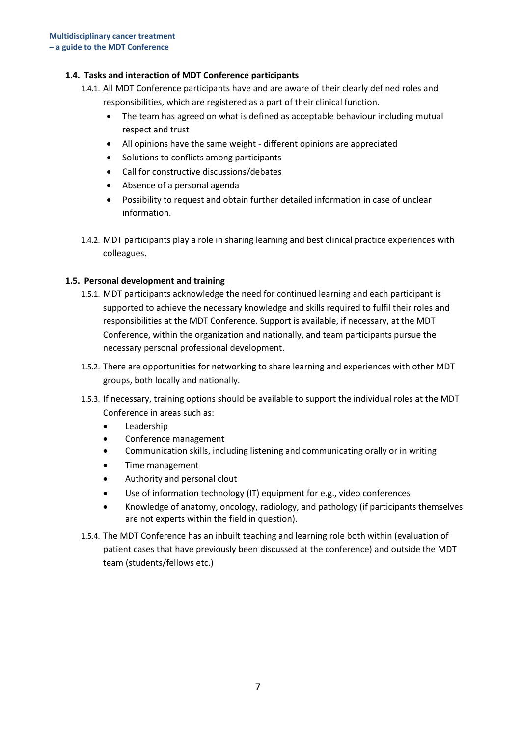### 1.4. Tasks and interaction of MDT Conference participants

1.4.1. All MDT Conference participants have and are aware of their clearly defined roles and responsibilities, which are registered as a part of their clinical function.

- The team has agreed on what is defined as acceptable behaviour including mutual respect and trust
- All opinions have the same weight - different opinions are appreciated
- Solutions to conflicts among participants
- Call for constructive discussions/debates
- Absence of a personal agenda
- Possibility to request and obtain further detailed information in case of unclear information.

1.4.2. MDT participants play a role in sharing learning and best clinical practice experiences with colleagues.

### 1.5. Personal development and training

1.5.1. MDT participants acknowledge the need for continued learning and each participant is supported to achieve the necessary knowledge and skills required to fulfil their roles and responsibilities at the MDT Conference. Support is available, if necessary, at the MDT Conference, within the organization and nationally, and team participants pursue the necessary personal professional development.

1.5.2. There are opportunities for networking to share learning and experiences with other MDT groups, both locally and nationally.

1.5.3. If necessary, training options should be available to support the individual roles at the MDT Conference in areas such as:

- Leadership
- Conference management
- Communication skills, including listening and communicating orally or in writing
- Time management
- Authority and personal clout
- Use of information technology (IT) equipment for e.g., video conferences
- Knowledge of anatomy, oncology, radiology, and pathology (if participants themselves are not experts within the field in question).

1.5.4. The MDT Conference has an inbuilt teaching and learning role both within (evaluation of patient cases that have previously been discussed at the conference) and outside the MDT team (students/fellows etc.)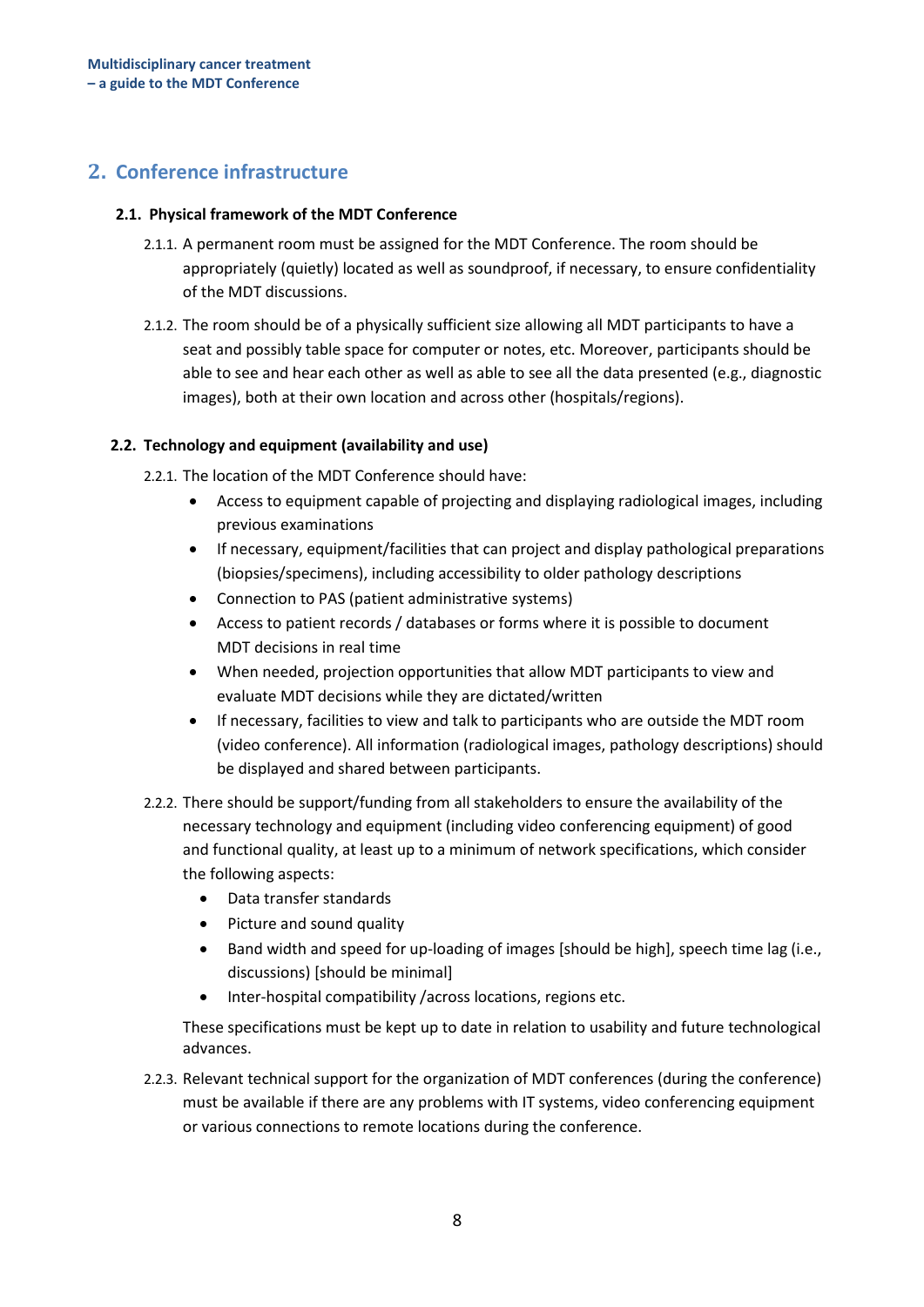## 2. Conference infrastructure

### 2.1. Physical framework of the MDT Conference

2.1.1. A permanent room must be assigned for the MDT Conference. The room should be appropriately (quietly) located as well as soundproof, if necessary, to ensure confidentiality of the MDT discussions.

2.1.2. The room should be of a physically sufficient size allowing all MDT participants to have a seat and possibly table space for computer or notes, etc. Moreover, participants should be able to see and hear each other as well as able to see all the data presented (e.g., diagnostic images), both at their own location and across other (hospitals/regions).

### 2.2. Technology and equipment (availability and use)

2.2.1. The location of the MDT Conference should have:

- Access to equipment capable of projecting and displaying radiological images, including previous examinations
- If necessary, equipment/facilities that can project and display pathological preparations (biopsies/specimens), including accessibility to older pathology descriptions
- Connection to PAS (patient administrative systems)
- Access to patient records / databases or forms where it is possible to document MDT decisions in real time
- When needed, projection opportunities that allow MDT participants to view and evaluate MDT decisions while they are dictated/written
- If necessary, facilities to view and talk to participants who are outside the MDT room (video conference). All information (radiological images, pathology descriptions) should be displayed and shared between participants.

2.2.2. There should be support/funding from all stakeholders to ensure the availability of the necessary technology and equipment (including video conferencing equipment) of good and functional quality, at least up to a minimum of network specifications, which consider the following aspects:

- Data transfer standards
- Picture and sound quality
- Band width and speed for up-loading of images [should be high], speech time lag (i.e., discussions) [should be minimal]
- Inter-hospital compatibility /across locations, regions etc.

These specifications must be kept up to date in relation to usability and future technological advances.

2.2.3. Relevant technical support for the organization of MDT conferences (during the conference) must be available if there are any problems with IT systems, video conferencing equipment or various connections to remote locations during the conference.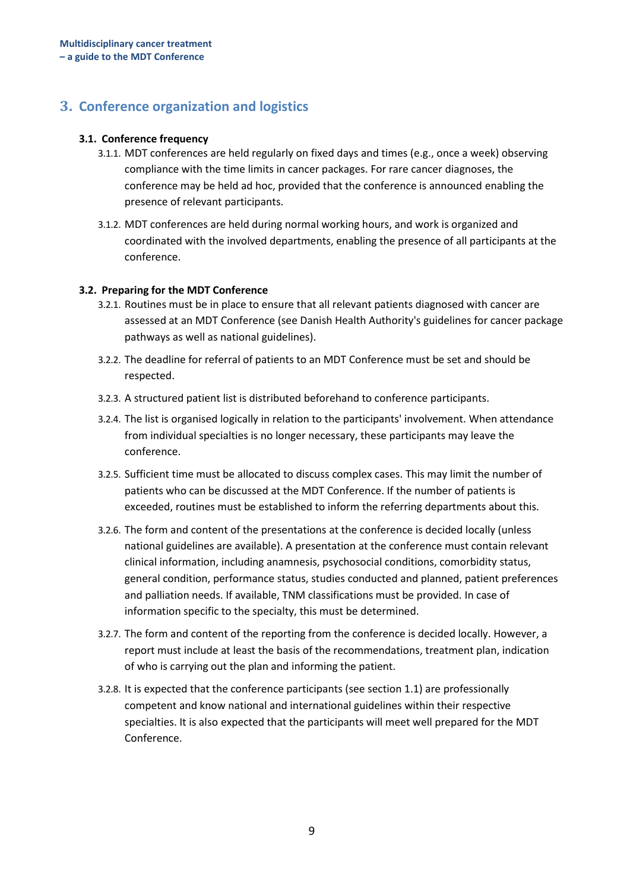## 3. Conference organization and logistics

### 3.1. Conference frequency

3.1.1. MDT conferences are held regularly on fixed days and times (e.g., once a week) observing compliance with the time limits in cancer packages. For rare cancer diagnoses, the conference may be held ad hoc, provided that the conference is announced enabling the presence of relevant participants.

3.1.2. MDT conferences are held during normal working hours, and work is organized and coordinated with the involved departments, enabling the presence of all participants at the conference.

### 3.2. Preparing for the MDT Conference

3.2.1. Routines must be in place to ensure that all relevant patients diagnosed with cancer are assessed at an MDT Conference (see Danish Health Authority's guidelines for cancer package pathways as well as national guidelines).

3.2.2. The deadline for referral of patients to an MDT Conference must be set and should be respected.

3.2.3. A structured patient list is distributed beforehand to conference participants.

3.2.4. The list is organised logically in relation to the participants' involvement. When attendance from individual specialties is no longer necessary, these participants may leave the conference.

3.2.5. Sufficient time must be allocated to discuss complex cases. This may limit the number of patients who can be discussed at the MDT Conference. If the number of patients is exceeded, routines must be established to inform the referring departments about this.

3.2.6. The form and content of the presentations at the conference is decided locally (unless national guidelines are available). A presentation at the conference must contain relevant clinical information, including anamnesis, psychosocial conditions, comorbidity status, general condition, performance status, studies conducted and planned, patient preferences and palliation needs. If available, TNM classifications must be provided. In case of information specific to the specialty, this must be determined.

3.2.7. The form and content of the reporting from the conference is decided locally. However, a report must include at least the basis of the recommendations, treatment plan, indication of who is carrying out the plan and informing the patient.

3.2.8. It is expected that the conference participants (see section 1.1) are professionally competent and know national and international guidelines within their respective specialties. It is also expected that the participants will meet well prepared for the MDT Conference.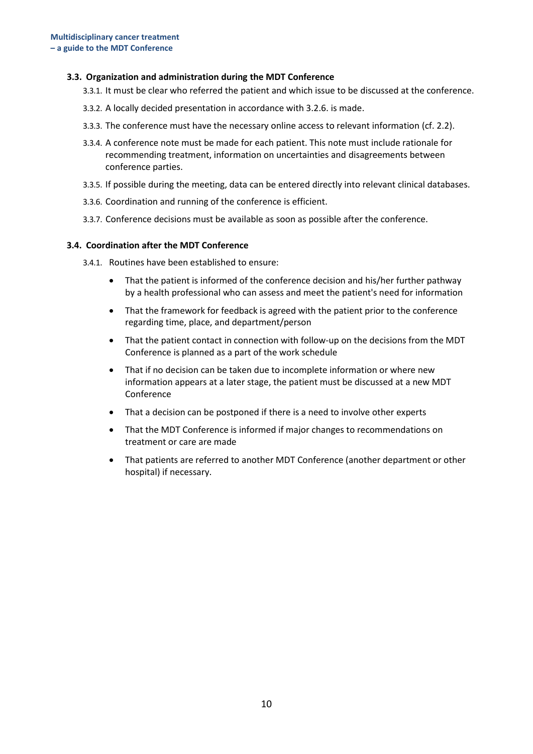### 3.3. Organization and administration during the MDT Conference

3.3.1. It must be clear who referred the patient and which issue to be discussed at the conference.

3.3.2. A locally decided presentation in accordance with 3.2.6. is made.

3.3.3. The conference must have the necessary online access to relevant information (cf. 2.2).

3.3.4. A conference note must be made for each patient. This note must include rationale for recommending treatment, information on uncertainties and disagreements between conference parties.

3.3.5. If possible during the meeting, data can be entered directly into relevant clinical databases.

3.3.6. Coordination and running of the conference is efficient.

3.3.7. Conference decisions must be available as soon as possible after the conference.

### 3.4. Coordination after the MDT Conference

3.4.1. Routines have been established to ensure:

- That the patient is informed of the conference decision and his/her further pathway by a health professional who can assess and meet the patient's need for information
- That the framework for feedback is agreed with the patient prior to the conference regarding time, place, and department/person
- That the patient contact in connection with follow-up on the decisions from the MDT Conference is planned as a part of the work schedule
- That if no decision can be taken due to incomplete information or where new information appears at a later stage, the patient must be discussed at a new MDT Conference
- That a decision can be postponed if there is a need to involve other experts
- That the MDT Conference is informed if major changes to recommendations on treatment or care are made
- That patients are referred to another MDT Conference (another department or other hospital) if necessary.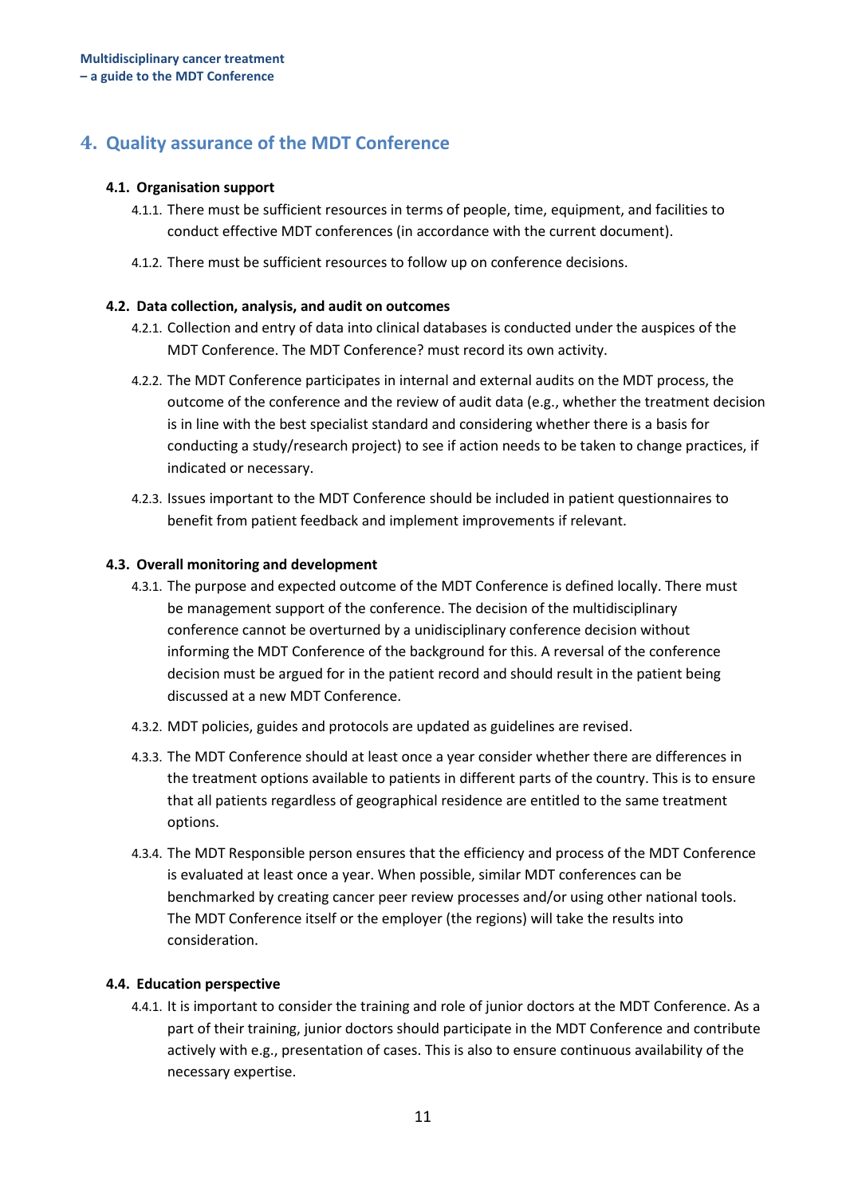## 4. Quality assurance of the MDT Conference

### 4.1. Organisation support

4.1.1. There must be sufficient resources in terms of people, time, equipment, and facilities to conduct effective MDT conferences (in accordance with the current document).

4.1.2. There must be sufficient resources to follow up on conference decisions.

### 4.2. Data collection, analysis, and audit on outcomes

4.2.1. Collection and entry of data into clinical databases is conducted under the auspices of the MDT Conference. The MDT Conference? must record its own activity.

4.2.2. The MDT Conference participates in internal and external audits on the MDT process, the outcome of the conference and the review of audit data (e.g., whether the treatment decision is in line with the best specialist standard and considering whether there is a basis for conducting a study/research project) to see if action needs to be taken to change practices, if indicated or necessary.

4.2.3. Issues important to the MDT Conference should be included in patient questionnaires to benefit from patient feedback and implement improvements if relevant.

### 4.3. Overall monitoring and development

4.3.1. The purpose and expected outcome of the MDT Conference is defined locally. There must be management support of the conference. The decision of the multidisciplinary conference cannot be overturned by a unidisciplinary conference decision without informing the MDT Conference of the background for this. A reversal of the conference decision must be argued for in the patient record and should result in the patient being discussed at a new MDT Conference.

4.3.2. MDT policies, guides and protocols are updated as guidelines are revised.

4.3.3. The MDT Conference should at least once a year consider whether there are differences in the treatment options available to patients in different parts of the country. This is to ensure that all patients regardless of geographical residence are entitled to the same treatment options.

4.3.4. The MDT Responsible person ensures that the efficiency and process of the MDT Conference is evaluated at least once a year. When possible, similar MDT conferences can be benchmarked by creating cancer peer review processes and/or using other national tools. The MDT Conference itself or the employer (the regions) will take the results into consideration.

### 4.4. Education perspective

4.4.1. It is important to consider the training and role of junior doctors at the MDT Conference. As a part of their training, junior doctors should participate in the MDT Conference and contribute actively with e.g., presentation of cases. This is also to ensure continuous availability of the necessary expertise.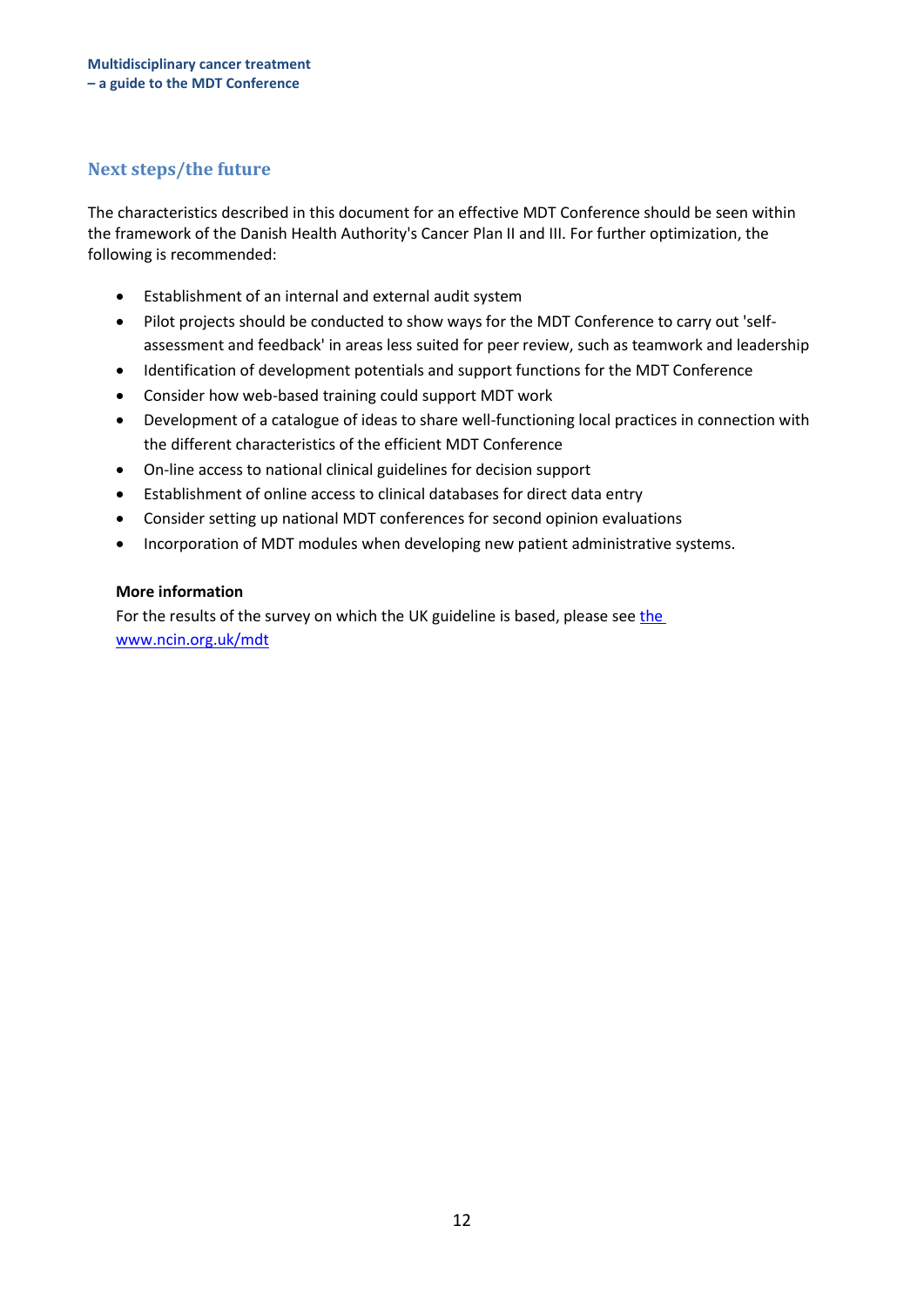## Next steps/the future

The characteristics described in this document for an effective MDT Conference should be seen within the framework of the Danish Health Authority's Cancer Plan II and III. For further optimization, the following is recommended:

- Establishment of an internal and external audit system
- Pilot projects should be conducted to show ways for the MDT Conference to carry out 'self-assessment and feedback' in areas less suited for peer review, such as teamwork and leadership
- Identification of development potentials and support functions for the MDT Conference
- Consider how web-based training could support MDT work
- Development of a catalogue of ideas to share well-functioning local practices in connection with the different characteristics of the efficient MDT Conference
- On-line access to national clinical guidelines for decision support
- Establishment of online access to clinical databases for direct data entry
- Consider setting up national MDT conferences for second opinion evaluations
- Incorporation of MDT modules when developing new patient administrative systems.

**More information**

For the results of the survey on which the UK guideline is based, please see the www.ncin.org.uk/mdt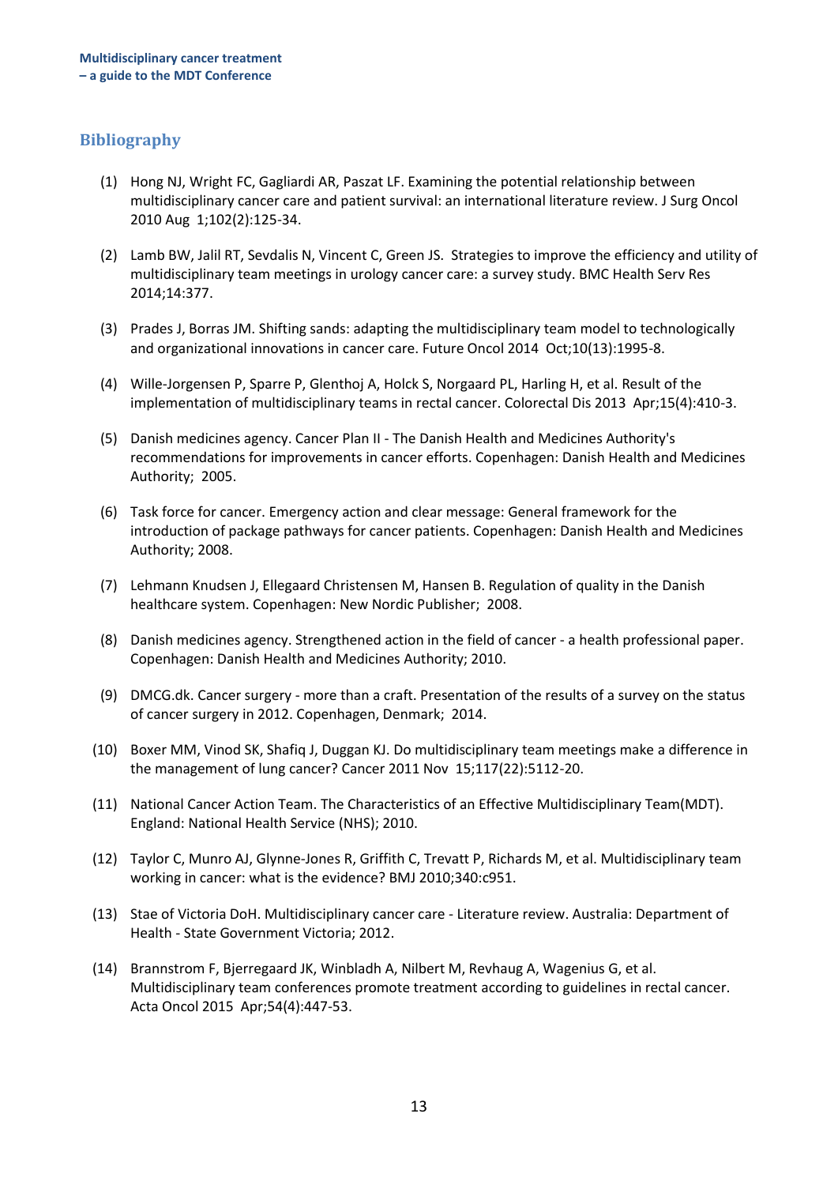## Bibliography

(1) Hong NJ, Wright FC, Gagliardi AR, Paszat LF. Examining the potential relationship between multidisciplinary cancer care and patient survival: an international literature review. J Surg Oncol 2010 Aug 1;102(2):125-34.

(2) Lamb BW, Jalil RT, Sevdalis N, Vincent C, Green JS. Strategies to improve the efficiency and utility of multidisciplinary team meetings in urology cancer care: a survey study. BMC Health Serv Res 2014;14:377.

(3) Prades J, Borras JM. Shifting sands: adapting the multidisciplinary team model to technologically and organizational innovations in cancer care. Future Oncol 2014 Oct;10(13):1995-8.

(4) Wille-Jorgensen P, Sparre P, Glenthoj A, Holck S, Norgaard PL, Harling H, et al. Result of the implementation of multidisciplinary teams in rectal cancer. Colorectal Dis 2013 Apr;15(4):410-3.

(5) Danish medicines agency. Cancer Plan II - The Danish Health and Medicines Authority's recommendations for improvements in cancer efforts. Copenhagen: Danish Health and Medicines Authority; 2005.

(6) Task force for cancer. Emergency action and clear message: General framework for the introduction of package pathways for cancer patients. Copenhagen: Danish Health and Medicines Authority; 2008.

(7) Lehmann Knudsen J, Ellegaard Christensen M, Hansen B. Regulation of quality in the Danish healthcare system. Copenhagen: New Nordic Publisher; 2008.

(8) Danish medicines agency. Strengthened action in the field of cancer - a health professional paper. Copenhagen: Danish Health and Medicines Authority; 2010.

(9) DMCG.dk. Cancer surgery - more than a craft. Presentation of the results of a survey on the status of cancer surgery in 2012. Copenhagen, Denmark; 2014.

(10) Boxer MM, Vinod SK, Shafiq J, Duggan KJ. Do multidisciplinary team meetings make a difference in the management of lung cancer? Cancer 2011 Nov 15;117(22):5112-20.

(11) National Cancer Action Team. The Characteristics of an Effective Multidisciplinary Team(MDT). England: National Health Service (NHS); 2010.

(12) Taylor C, Munro AJ, Glynne-Jones R, Griffith C, Trevatt P, Richards M, et al. Multidisciplinary team working in cancer: what is the evidence? BMJ 2010;340:c951.

(13) Stae of Victoria DoH. Multidisciplinary cancer care - Literature review. Australia: Department of Health - State Government Victoria; 2012.

(14) Brannstrom F, Bjerregaard JK, Winbladh A, Nilbert M, Revhaug A, Wagenius G, et al. Multidisciplinary team conferences promote treatment according to guidelines in rectal cancer. Acta Oncol 2015 Apr;54(4):447-53.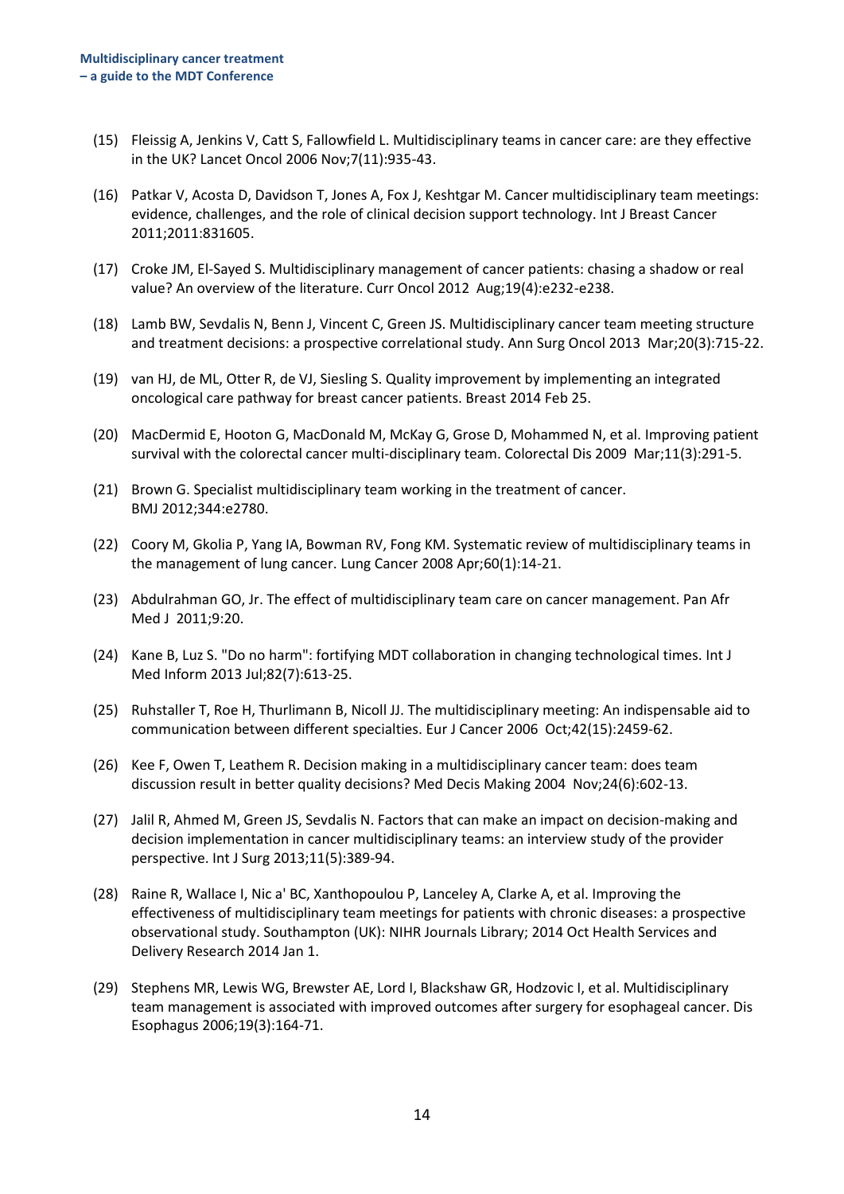(15) Fleissig A, Jenkins V, Catt S, Fallowfield L. Multidisciplinary teams in cancer care: are they effective in the UK? Lancet Oncol 2006 Nov;7(11):935-43.

(16) Patkar V, Acosta D, Davidson T, Jones A, Fox J, Keshtgar M. Cancer multidisciplinary team meetings: evidence, challenges, and the role of clinical decision support technology. Int J Breast Cancer 2011;2011:831605.

(17) Croke JM, El-Sayed S. Multidisciplinary management of cancer patients: chasing a shadow or real value? An overview of the literature. Curr Oncol 2012 Aug;19(4):e232-e238.

(18) Lamb BW, Sevdalis N, Benn J, Vincent C, Green JS. Multidisciplinary cancer team meeting structure and treatment decisions: a prospective correlational study. Ann Surg Oncol 2013 Mar;20(3):715-22.

(19) van HJ, de ML, Otter R, de VJ, Siesling S. Quality improvement by implementing an integrated oncological care pathway for breast cancer patients. Breast 2014 Feb 25.

(20) MacDermid E, Hooton G, MacDonald M, McKay G, Grose D, Mohammed N, et al. Improving patient survival with the colorectal cancer multi-disciplinary team. Colorectal Dis 2009 Mar;11(3):291-5.

(21) Brown G. Specialist multidisciplinary team working in the treatment of cancer. BMJ 2012;344:e2780.

(22) Coory M, Gkolia P, Yang IA, Bowman RV, Fong KM. Systematic review of multidisciplinary teams in the management of lung cancer. Lung Cancer 2008 Apr;60(1):14-21.

(23) Abdulrahman GO, Jr. The effect of multidisciplinary team care on cancer management. Pan Afr Med J 2011;9:20.

(24) Kane B, Luz S. "Do no harm": fortifying MDT collaboration in changing technological times. Int J Med Inform 2013 Jul;82(7):613-25.

(25) Ruhstaller T, Roe H, Thurlimann B, Nicoll JJ. The multidisciplinary meeting: An indispensable aid to communication between different specialties. Eur J Cancer 2006 Oct;42(15):2459-62.

(26) Kee F, Owen T, Leathem R. Decision making in a multidisciplinary cancer team: does team discussion result in better quality decisions? Med Decis Making 2004 Nov;24(6):602-13.

(27) Jalil R, Ahmed M, Green JS, Sevdalis N. Factors that can make an impact on decision-making and decision implementation in cancer multidisciplinary teams: an interview study of the provider perspective. Int J Surg 2013;11(5):389-94.

(28) Raine R, Wallace I, Nic a' BC, Xanthopoulou P, Lanceley A, Clarke A, et al. Improving the effectiveness of multidisciplinary team meetings for patients with chronic diseases: a prospective observational study. Southampton (UK): NIHR Journals Library; 2014 Oct Health Services and Delivery Research 2014 Jan 1.

(29) Stephens MR, Lewis WG, Brewster AE, Lord I, Blackshaw GR, Hodzovic I, et al. Multidisciplinary team management is associated with improved outcomes after surgery for esophageal cancer. Dis Esophagus 2006;19(3):164-71.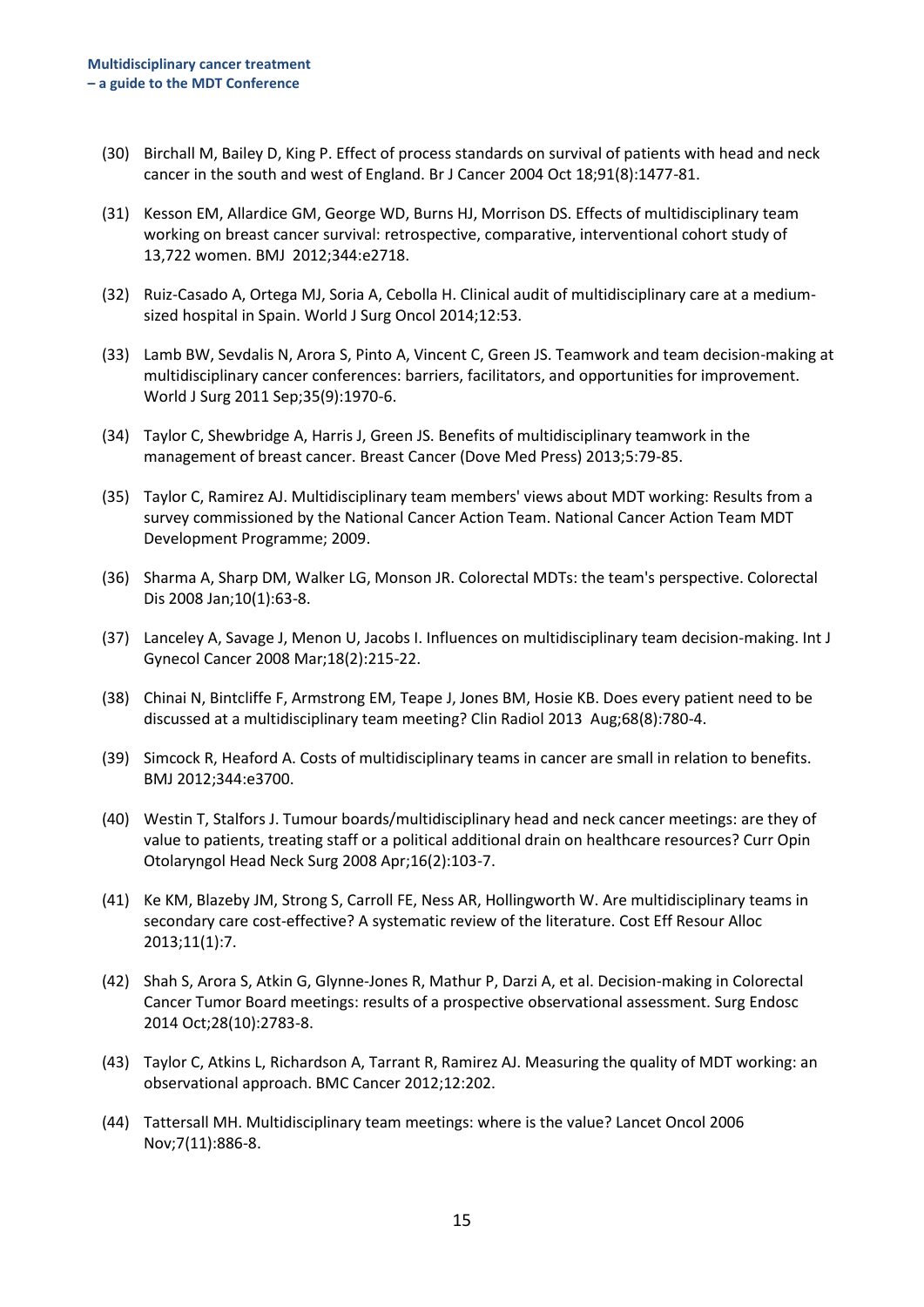(30) Birchall M, Bailey D, King P. Effect of process standards on survival of patients with head and neck cancer in the south and west of England. Br J Cancer 2004 Oct 18;91(8):1477-81.

(31) Kesson EM, Allardice GM, George WD, Burns HJ, Morrison DS. Effects of multidisciplinary team working on breast cancer survival: retrospective, comparative, interventional cohort study of 13,722 women. BMJ 2012;344:e2718.

(32) Ruiz-Casado A, Ortega MJ, Soria A, Cebolla H. Clinical audit of multidisciplinary care at a medium-sized hospital in Spain. World J Surg Oncol 2014;12:53.

(33) Lamb BW, Sevdalis N, Arora S, Pinto A, Vincent C, Green JS. Teamwork and team decision-making at multidisciplinary cancer conferences: barriers, facilitators, and opportunities for improvement. World J Surg 2011 Sep;35(9):1970-6.

(34) Taylor C, Shewbridge A, Harris J, Green JS. Benefits of multidisciplinary teamwork in the management of breast cancer. Breast Cancer (Dove Med Press) 2013;5:79-85.

(35) Taylor C, Ramirez AJ. Multidisciplinary team members' views about MDT working: Results from a survey commissioned by the National Cancer Action Team. National Cancer Action Team MDT Development Programme; 2009.

(36) Sharma A, Sharp DM, Walker LG, Monson JR. Colorectal MDTs: the team's perspective. Colorectal Dis 2008 Jan;10(1):63-8.

(37) Lanceley A, Savage J, Menon U, Jacobs I. Influences on multidisciplinary team decision-making. Int J Gynecol Cancer 2008 Mar;18(2):215-22.

(38) Chinai N, Bintcliffe F, Armstrong EM, Teape J, Jones BM, Hosie KB. Does every patient need to be discussed at a multidisciplinary team meeting? Clin Radiol 2013 Aug;68(8):780-4.

(39) Simcock R, Heaford A. Costs of multidisciplinary teams in cancer are small in relation to benefits. BMJ 2012;344:e3700.

(40) Westin T, Stalfors J. Tumour boards/multidisciplinary head and neck cancer meetings: are they of value to patients, treating staff or a political additional drain on healthcare resources? Curr Opin Otolaryngol Head Neck Surg 2008 Apr;16(2):103-7.

(41) Ke KM, Blazeby JM, Strong S, Carroll FE, Ness AR, Hollingworth W. Are multidisciplinary teams in secondary care cost-effective? A systematic review of the literature. Cost Eff Resour Alloc 2013;11(1):7.

(42) Shah S, Arora S, Atkin G, Glynne-Jones R, Mathur P, Darzi A, et al. Decision-making in Colorectal Cancer Tumor Board meetings: results of a prospective observational assessment. Surg Endosc 2014 Oct;28(10):2783-8.

(43) Taylor C, Atkins L, Richardson A, Tarrant R, Ramirez AJ. Measuring the quality of MDT working: an observational approach. BMC Cancer 2012;12:202.

(44) Tattersall MH. Multidisciplinary team meetings: where is the value? Lancet Oncol 2006 Nov;7(11):886-8.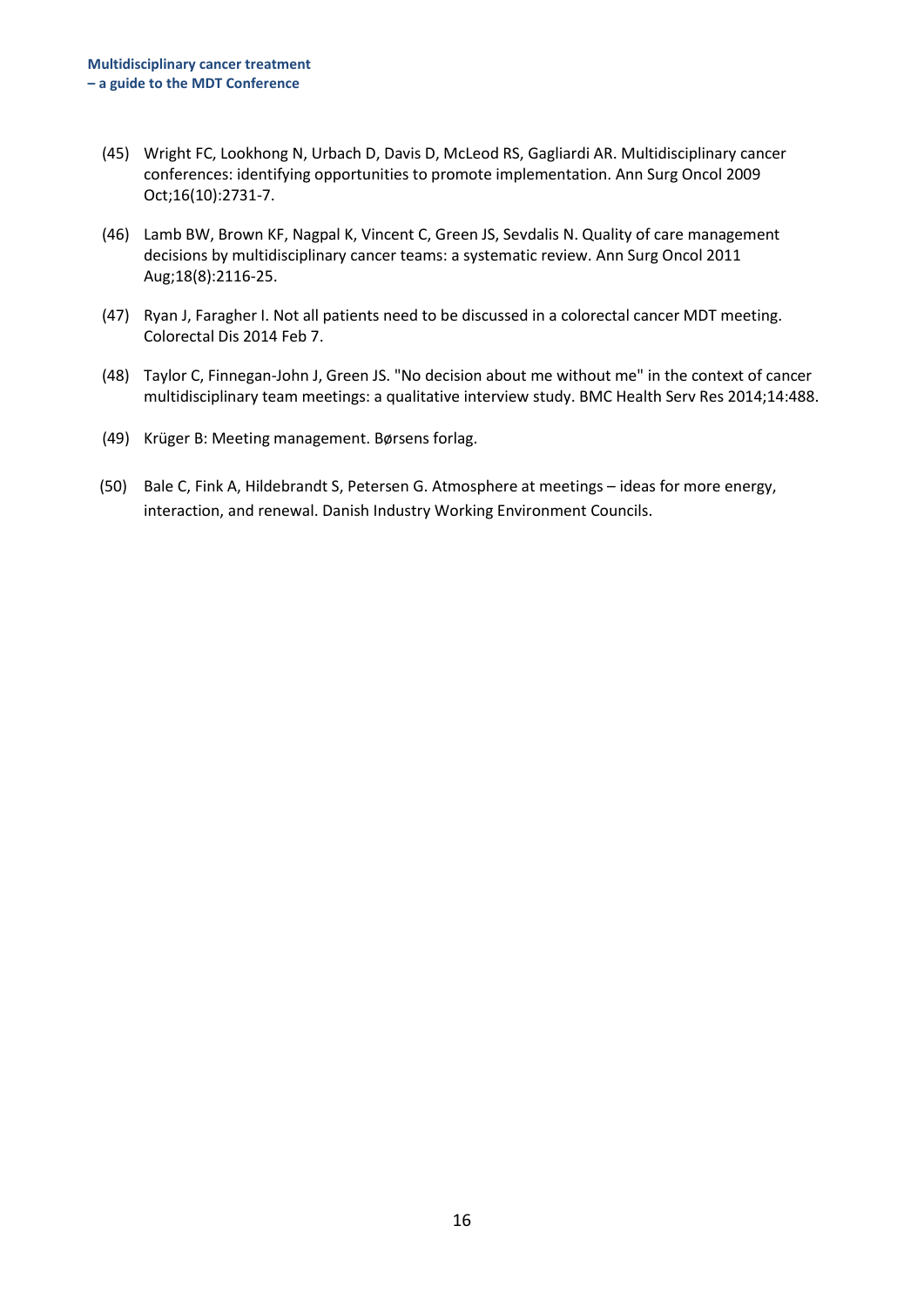(45) Wright FC, Lookhong N, Urbach D, Davis D, McLeod RS, Gagliardi AR. Multidisciplinary cancer conferences: identifying opportunities to promote implementation. Ann Surg Oncol 2009 Oct;16(10):2731-7.

(46) Lamb BW, Brown KF, Nagpal K, Vincent C, Green JS, Sevdalis N. Quality of care management decisions by multidisciplinary cancer teams: a systematic review. Ann Surg Oncol 2011 Aug;18(8):2116-25.

(47) Ryan J, Faragher I. Not all patients need to be discussed in a colorectal cancer MDT meeting. Colorectal Dis 2014 Feb 7.

(48) Taylor C, Finnegan-John J, Green JS. "No decision about me without me" in the context of cancer multidisciplinary team meetings: a qualitative interview study. BMC Health Serv Res 2014;14:488.

(49) Krüger B: Meeting management. Børsens forlag.

(50) Bale C, Fink A, Hildebrandt S, Petersen G. Atmosphere at meetings – ideas for more energy, interaction, and renewal. Danish Industry Working Environment Councils.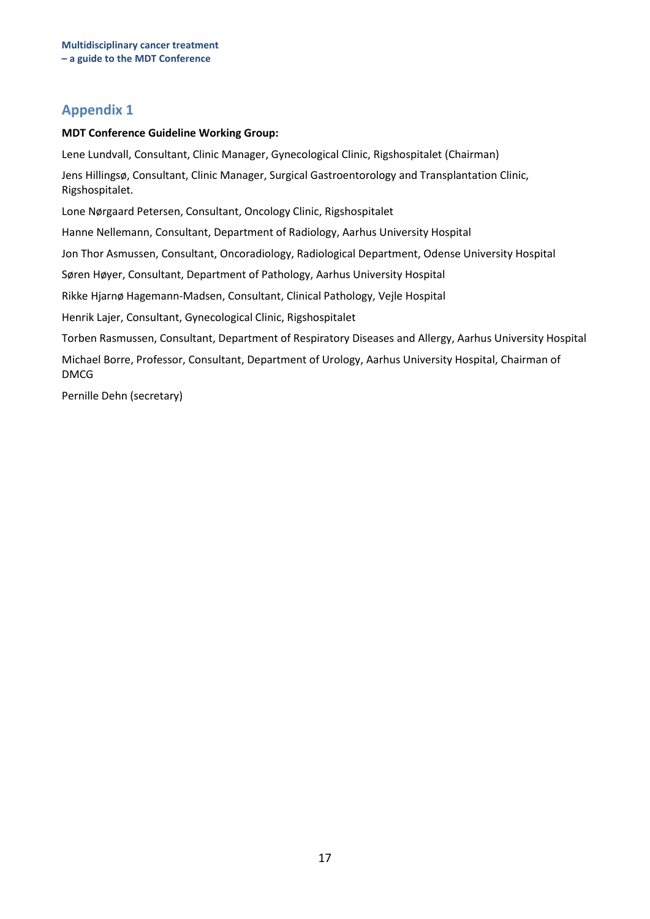## Appendix 1

**MDT Conference Guideline Working Group:**

Lene Lundvall, Consultant, Clinic Manager, Gynecological Clinic, Rigshospitalet (Chairman)

Jens Hillingsø, Consultant, Clinic Manager, Surgical Gastroentorology and Transplantation Clinic, Rigshospitalet.

Lone Nørgaard Petersen, Consultant, Oncology Clinic, Rigshospitalet

Hanne Nellemann, Consultant, Department of Radiology, Aarhus University Hospital

Jon Thor Asmussen, Consultant, Oncoradiology, Radiological Department, Odense University Hospital

Søren Høyer, Consultant, Department of Pathology, Aarhus University Hospital

Rikke Hjarnø Hagemann-Madsen, Consultant, Clinical Pathology, Vejle Hospital

Henrik Lajer, Consultant, Gynecological Clinic, Rigshospitalet

Torben Rasmussen, Consultant, Department of Respiratory Diseases and Allergy, Aarhus University Hospital

Michael Borre, Professor, Consultant, Department of Urology, Aarhus University Hospital, Chairman of DMCG

Pernille Dehn (secretary)